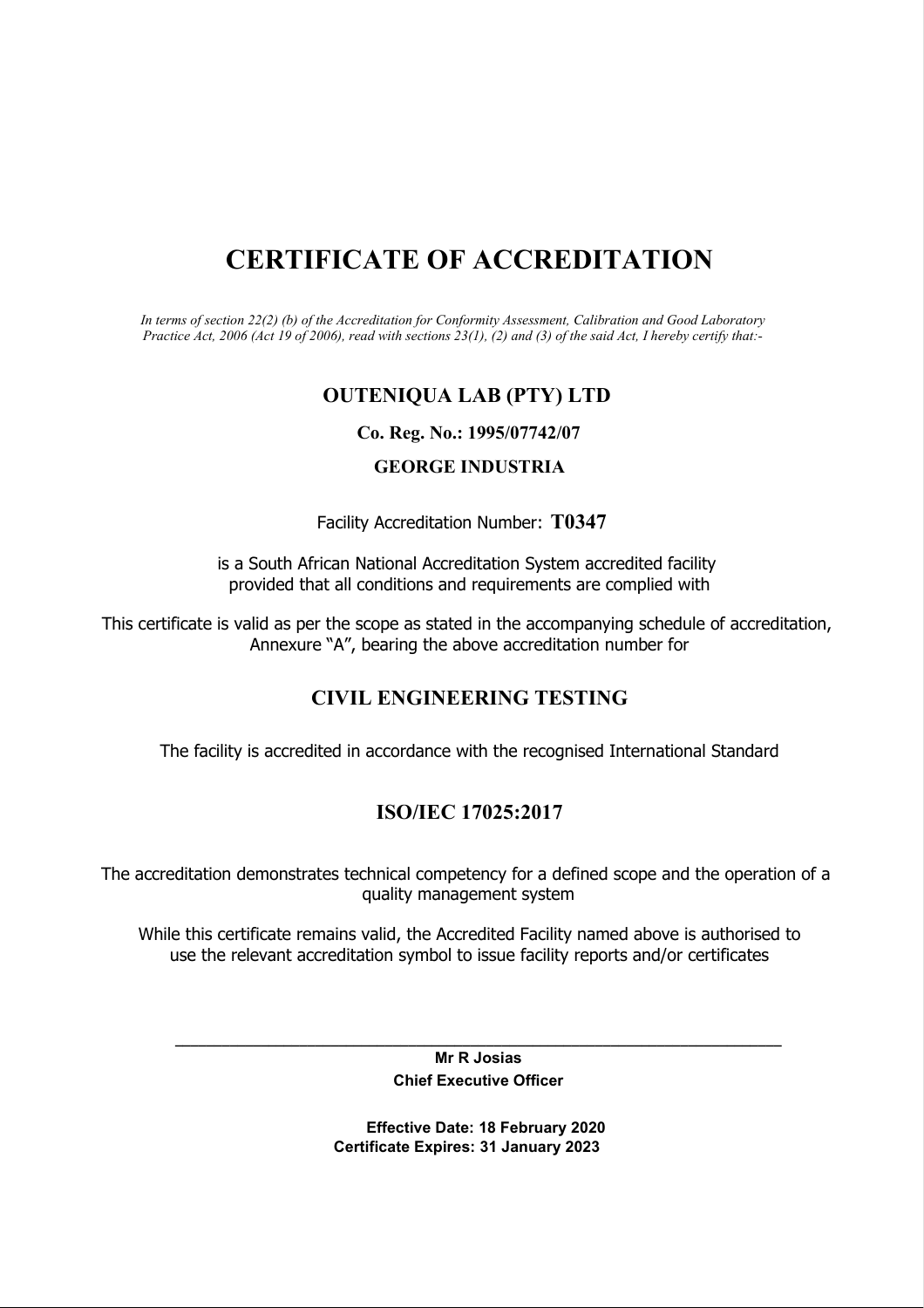# CERTIFICATE OF ACCREDITATION

*In terms of section 22(2) (b) of the Accreditation for Conformity Assessment, Calibration and Good Laboratory Practice Act, 2006 (Act 19 of 2006), read with sections 23(1), (2) and (3) of the said Act, I hereby certify that:-*

## OUTENIQUA LAB (PTY) LTD

**Co. Reg. No.: 1995/07742/07**

**GEORGE INDUSTRIA**

Facility Accreditation Number: **T0347**

is a South African National Accreditation System accredited facility provided that all conditions and requirements are complied with

This certificate is valid as per the scope as stated in the accompanying schedule of accreditation, Annexure "A", bearing the above accreditation number for

## CIVIL ENGINEERING TESTING

The facility is accredited in accordance with the recognised International Standard

## ISO/IEC 17025:2017

The accreditation demonstrates technical competency for a defined scope and the operation of a quality management system

While this certificate remains valid, the Accredited Facility named above is authorised to use the relevant accreditation symbol to issue facility reports and/or certificates

---

**Mr R Josias**

**Chief Executive Officer**

**Effective Date: 18 February 2020**

**Certificate Expires: 31 January 2023**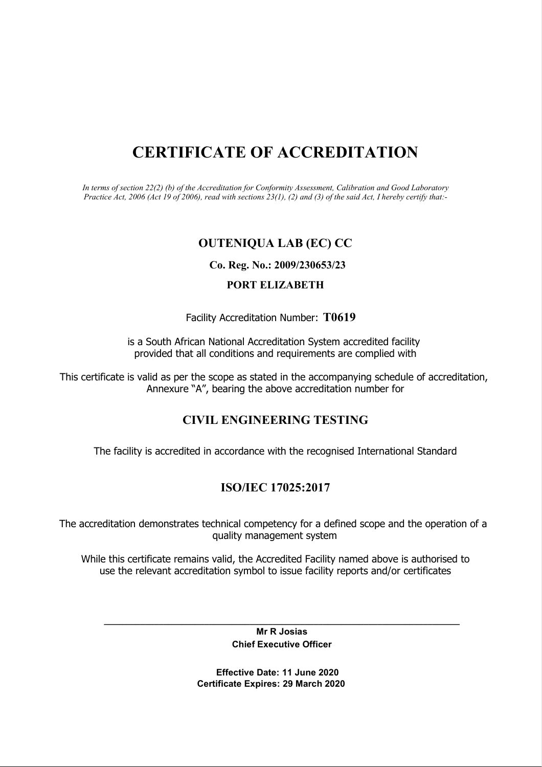# CERTIFICATE OF ACCREDITATION

*In terms of section 22(2) (b) of the Accreditation for Conformity Assessment, Calibration and Good Laboratory Practice Act, 2006 (Act 19 of 2006), read with sections 23(1), (2) and (3) of the said Act, I hereby certify that:-*

**OUTENIQUA LAB (EC) CC**

**Co. Reg. No.: 2009/230653/23**

**PORT ELIZABETH**

Facility Accreditation Number: **T0619**

is a South African National Accreditation System accredited facility provided that all conditions and requirements are complied with

This certificate is valid as per the scope as stated in the accompanying schedule of accreditation, Annexure "A", bearing the above accreditation number for

**CIVIL ENGINEERING TESTING**

The facility is accredited in accordance with the recognised International Standard

**ISO/IEC 17025:2017**

The accreditation demonstrates technical competency for a defined scope and the operation of a quality management system

While this certificate remains valid, the Accredited Facility named above is authorised to use the relevant accreditation symbol to issue facility reports and/or certificates

**Mr R Josias**
**Chief Executive Officer**

**Effective Date: 11 June 2020**
**Certificate Expires: 29 March 2020**